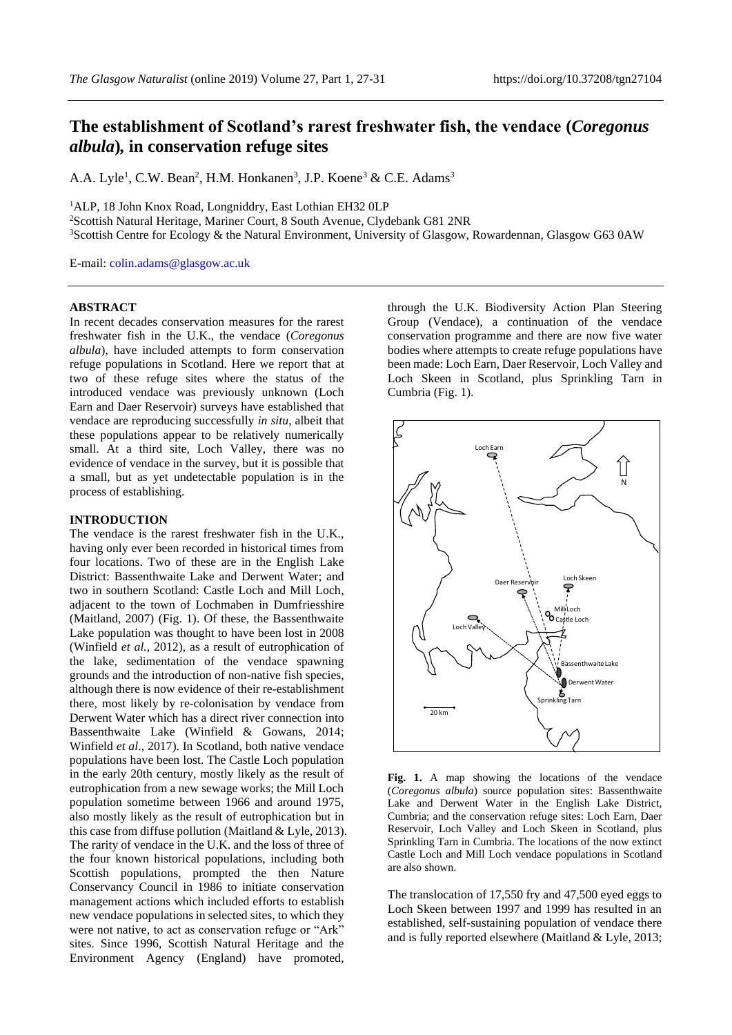# The establishment of Scotland's rarest freshwater fish, the vendace (*Coregonus albula*), in conservation refuge sites

A.A. Lyle[1], C.W. Bean[2], H.M. Honkanen[3], J.P. Koene[3] & C.E. Adams[3]

[1]ALP, 18 John Knox Road, Longniddry, East Lothian EH32 0LP
[2]Scottish Natural Heritage, Mariner Court, 8 South Avenue, Clydebank G81 2NR
[3]Scottish Centre for Ecology & the Natural Environment, University of Glasgow, Rowardennan, Glasgow G63 0AW

E-mail: colin.adams@glasgow.ac.uk

## ABSTRACT

In recent decades conservation measures for the rarest freshwater fish in the U.K., the vendace (*Coregonus albula*), have included attempts to form conservation refuge populations in Scotland. Here we report that at two of these refuge sites where the status of the introduced vendace was previously unknown (Loch Earn and Daer Reservoir) surveys have established that vendace are reproducing successfully *in situ*, albeit that these populations appear to be relatively numerically small. At a third site, Loch Valley, there was no evidence of vendace in the survey, but it is possible that a small, but as yet undetectable population is in the process of establishing.

## INTRODUCTION

The vendace is the rarest freshwater fish in the U.K., having only ever been recorded in historical times from four locations. Two of these are in the English Lake District: Bassenthwaite Lake and Derwent Water; and two in southern Scotland: Castle Loch and Mill Loch, adjacent to the town of Lochmaben in Dumfriesshire (Maitland, 2007) (Fig. 1). Of these, the Bassenthwaite Lake population was thought to have been lost in 2008 (Winfield *et al.*, 2012), as a result of eutrophication of the lake, sedimentation of the vendace spawning grounds and the introduction of non-native fish species, although there is now evidence of their re-establishment there, most likely by re-colonisation by vendace from Derwent Water which has a direct river connection into Bassenthwaite Lake (Winfield & Gowans, 2014; Winfield *et al*., 2017). In Scotland, both native vendace populations have been lost. The Castle Loch population in the early 20th century, mostly likely as the result of eutrophication from a new sewage works; the Mill Loch population sometime between 1966 and around 1975, also mostly likely as the result of eutrophication but in this case from diffuse pollution (Maitland & Lyle, 2013). The rarity of vendace in the U.K. and the loss of three of the four known historical populations, including both Scottish populations, prompted the then Nature Conservancy Council in 1986 to initiate conservation management actions which included efforts to establish new vendace populations in selected sites, to which they were not native, to act as conservation refuge or "Ark" sites. Since 1996, Scottish Natural Heritage and the Environment Agency (England) have promoted, through the U.K. Biodiversity Action Plan Steering Group (Vendace), a continuation of the vendace conservation programme and there are now five water bodies where attempts to create refuge populations have been made: Loch Earn, Daer Reservoir, Loch Valley and Loch Skeen in Scotland, plus Sprinkling Tarn in Cumbria (Fig. 1).

**Fig. 1.** A map showing the locations of the vendace (*Coregonus albula*) source population sites: Bassenthwaite Lake and Derwent Water in the English Lake District, Cumbria; and the conservation refuge sites: Loch Earn, Daer Reservoir, Loch Valley and Loch Skeen in Scotland, plus Sprinkling Tarn in Cumbria. The locations of the now extinct Castle Loch and Mill Loch vendace populations in Scotland are also shown.

The translocation of 17,550 fry and 47,500 eyed eggs to Loch Skeen between 1997 and 1999 has resulted in an established, self-sustaining population of vendace there and is fully reported elsewhere (Maitland & Lyle, 2013;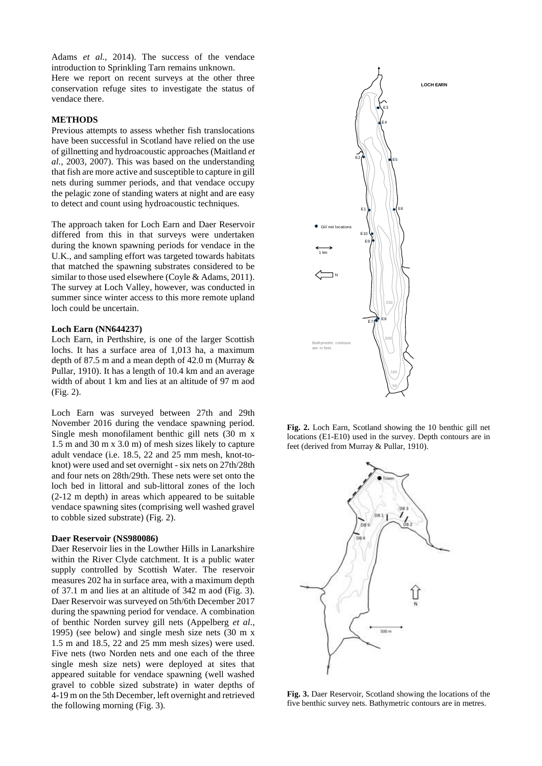Adams *et al.*, 2014). The success of the vendace introduction to Sprinkling Tarn remains unknown.
Here we report on recent surveys at the other three conservation refuge sites to investigate the status of vendace there.

## METHODS

Previous attempts to assess whether fish translocations have been successful in Scotland have relied on the use of gillnetting and hydroacoustic approaches (Maitland *et al.*, 2003, 2007). This was based on the understanding that fish are more active and susceptible to capture in gill nets during summer periods, and that vendace occupy the pelagic zone of standing waters at night and are easy to detect and count using hydroacoustic techniques.

The approach taken for Loch Earn and Daer Reservoir differed from this in that surveys were undertaken during the known spawning periods for vendace in the U.K., and sampling effort was targeted towards habitats that matched the spawning substrates considered to be similar to those used elsewhere (Coyle & Adams, 2011). The survey at Loch Valley, however, was conducted in summer since winter access to this more remote upland loch could be uncertain.

### Loch Earn (NN644237)

Loch Earn, in Perthshire, is one of the larger Scottish lochs. It has a surface area of 1,013 ha, a maximum depth of 87.5 m and a mean depth of 42.0 m (Murray & Pullar, 1910). It has a length of 10.4 km and an average width of about 1 km and lies at an altitude of 97 m aod (Fig. 2).

Loch Earn was surveyed between 27th and 29th November 2016 during the vendace spawning period. Single mesh monofilament benthic gill nets (30 m x 1.5 m and 30 m x 3.0 m) of mesh sizes likely to capture adult vendace (i.e. 18.5, 22 and 25 mm mesh, knot-to-knot) were used and set overnight - six nets on 27th/28th and four nets on 28th/29th. These nets were set onto the loch bed in littoral and sub-littoral zones of the loch (2-12 m depth) in areas which appeared to be suitable vendace spawning sites (comprising well washed gravel to cobble sized substrate) (Fig. 2).

### Daer Reservoir (NS980086)

Daer Reservoir lies in the Lowther Hills in Lanarkshire within the River Clyde catchment. It is a public water supply controlled by Scottish Water. The reservoir measures 202 ha in surface area, with a maximum depth of 37.1 m and lies at an altitude of 342 m aod (Fig. 3). Daer Reservoir was surveyed on 5th/6th December 2017 during the spawning period for vendace. A combination of benthic Norden survey gill nets (Appelberg *et al*., 1995) (see below) and single mesh size nets (30 m x 1.5 m and 18.5, 22 and 25 mm mesh sizes) were used. Five nets (two Norden nets and one each of the three single mesh size nets) were deployed at sites that appeared suitable for vendace spawning (well washed gravel to cobble sized substrate) in water depths of 4-19 m on the 5th December, left overnight and retrieved the following morning (Fig. 3).

**Fig. 2.** Loch Earn, Scotland showing the 10 benthic gill net locations (E1-E10) used in the survey. Depth contours are in feet (derived from Murray & Pullar, 1910).

**Fig. 3.** Daer Reservoir, Scotland showing the locations of the five benthic survey nets. Bathymetric contours are in metres.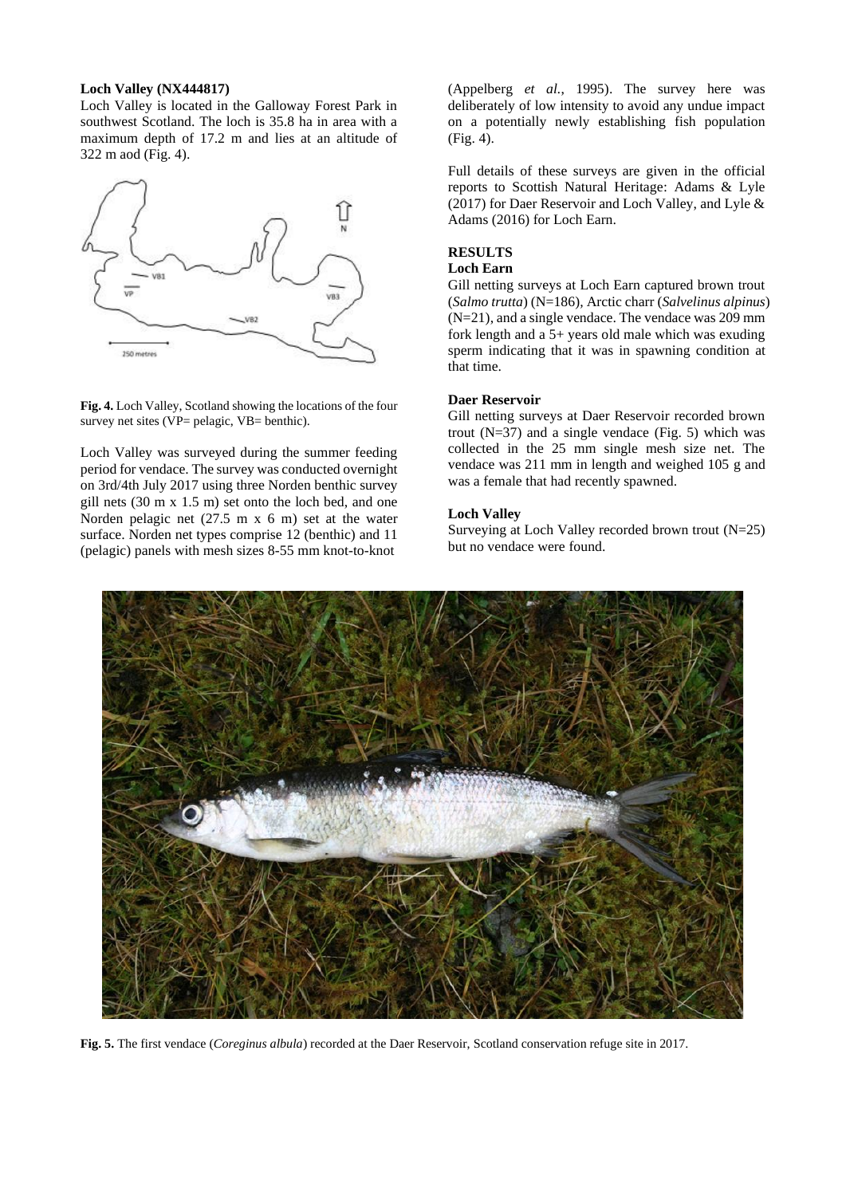**Loch Valley (NX444817)**

Loch Valley is located in the Galloway Forest Park in southwest Scotland. The loch is 35.8 ha in area with a maximum depth of 17.2 m and lies at an altitude of 322 m aod (Fig. 4).

**Fig. 4.** Loch Valley, Scotland showing the locations of the four survey net sites (VP= pelagic, VB= benthic).

Loch Valley was surveyed during the summer feeding period for vendace. The survey was conducted overnight on 3rd/4th July 2017 using three Norden benthic survey gill nets (30 m x 1.5 m) set onto the loch bed, and one Norden pelagic net (27.5 m x 6 m) set at the water surface. Norden net types comprise 12 (benthic) and 11 (pelagic) panels with mesh sizes 8-55 mm knot-to-knot (Appelberg *et al.*, 1995). The survey here was deliberately of low intensity to avoid any undue impact on a potentially newly establishing fish population (Fig. 4).

Full details of these surveys are given in the official reports to Scottish Natural Heritage: Adams & Lyle (2017) for Daer Reservoir and Loch Valley, and Lyle & Adams (2016) for Loch Earn.

## RESULTS

**Loch Earn**

Gill netting surveys at Loch Earn captured brown trout (*Salmo trutta*) (N=186), Arctic charr (*Salvelinus alpinus*) (N=21), and a single vendace. The vendace was 209 mm fork length and a 5+ years old male which was exuding sperm indicating that it was in spawning condition at that time.

**Daer Reservoir**

Gill netting surveys at Daer Reservoir recorded brown trout (N=37) and a single vendace (Fig. 5) which was collected in the 25 mm single mesh size net. The vendace was 211 mm in length and weighed 105 g and was a female that had recently spawned.

**Loch Valley**

Surveying at Loch Valley recorded brown trout (N=25) but no vendace were found.

**Fig. 5.** The first vendace (*Coreginus albula*) recorded at the Daer Reservoir, Scotland conservation refuge site in 2017.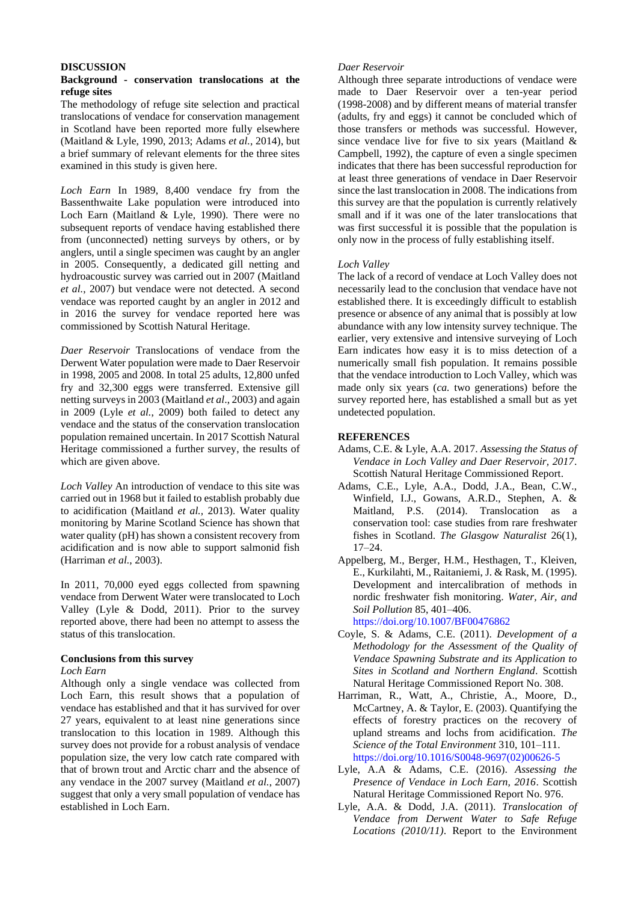## DISCUSSION

### Background - conservation translocations at the refuge sites

The methodology of refuge site selection and practical translocations of vendace for conservation management in Scotland have been reported more fully elsewhere (Maitland & Lyle, 1990, 2013; Adams *et al.*, 2014), but a brief summary of relevant elements for the three sites examined in this study is given here.

*Loch Earn* In 1989, 8,400 vendace fry from the Bassenthwaite Lake population were introduced into Loch Earn (Maitland & Lyle, 1990). There were no subsequent reports of vendace having established there from (unconnected) netting surveys by others, or by anglers, until a single specimen was caught by an angler in 2005. Consequently, a dedicated gill netting and hydroacoustic survey was carried out in 2007 (Maitland *et al.*, 2007) but vendace were not detected. A second vendace was reported caught by an angler in 2012 and in 2016 the survey for vendace reported here was commissioned by Scottish Natural Heritage.

*Daer Reservoir* Translocations of vendace from the Derwent Water population were made to Daer Reservoir in 1998, 2005 and 2008. In total 25 adults, 12,800 unfed fry and 32,300 eggs were transferred. Extensive gill netting surveys in 2003 (Maitland *et al*., 2003) and again in 2009 (Lyle *et al.*, 2009) both failed to detect any vendace and the status of the conservation translocation population remained uncertain. In 2017 Scottish Natural Heritage commissioned a further survey, the results of which are given above.

*Loch Valley* An introduction of vendace to this site was carried out in 1968 but it failed to establish probably due to acidification (Maitland *et al.*, 2013). Water quality monitoring by Marine Scotland Science has shown that water quality (pH) has shown a consistent recovery from acidification and is now able to support salmonid fish (Harriman *et al.*, 2003).

In 2011, 70,000 eyed eggs collected from spawning vendace from Derwent Water were translocated to Loch Valley (Lyle & Dodd, 2011). Prior to the survey reported above, there had been no attempt to assess the status of this translocation.

### Conclusions from this survey

*Loch Earn*

Although only a single vendace was collected from Loch Earn, this result shows that a population of vendace has established and that it has survived for over 27 years, equivalent to at least nine generations since translocation to this location in 1989. Although this survey does not provide for a robust analysis of vendace population size, the very low catch rate compared with that of brown trout and Arctic charr and the absence of any vendace in the 2007 survey (Maitland *et al.*, 2007) suggest that only a very small population of vendace has established in Loch Earn.

*Daer Reservoir*

Although three separate introductions of vendace were made to Daer Reservoir over a ten-year period (1998-2008) and by different means of material transfer (adults, fry and eggs) it cannot be concluded which of those transfers or methods was successful. However, since vendace live for five to six years (Maitland & Campbell, 1992), the capture of even a single specimen indicates that there has been successful reproduction for at least three generations of vendace in Daer Reservoir since the last translocation in 2008. The indications from this survey are that the population is currently relatively small and if it was one of the later translocations that was first successful it is possible that the population is only now in the process of fully establishing itself.

*Loch Valley*

The lack of a record of vendace at Loch Valley does not necessarily lead to the conclusion that vendace have not established there. It is exceedingly difficult to establish presence or absence of any animal that is possibly at low abundance with any low intensity survey technique. The earlier, very extensive and intensive surveying of Loch Earn indicates how easy it is to miss detection of a numerically small fish population. It remains possible that the vendace introduction to Loch Valley, which was made only six years (*ca.* two generations) before the survey reported here, has established a small but as yet undetected population.

## REFERENCES

- Adams, C.E. & Lyle, A.A. 2017. *Assessing the Status of Vendace in Loch Valley and Daer Reservoir, 2017*. Scottish Natural Heritage Commissioned Report.
- Adams, C.E., Lyle, A.A., Dodd, J.A., Bean, C.W., Winfield, I.J., Gowans, A.R.D., Stephen, A. & Maitland, P.S. (2014). Translocation as a conservation tool: case studies from rare freshwater fishes in Scotland. *The Glasgow Naturalist* 26(1), 17–24.
- Appelberg, M., Berger, H.M., Hesthagen, T., Kleiven, E., Kurkilahti, M., Raitaniemi, J. & Rask, M. (1995). Development and intercalibration of methods in nordic freshwater fish monitoring. *Water, Air, and Soil Pollution* 85, 401–406. https://doi.org/10.1007/BF00476862
- Coyle, S. & Adams, C.E. (2011). *Development of a Methodology for the Assessment of the Quality of Vendace Spawning Substrate and its Application to Sites in Scotland and Northern England*. Scottish Natural Heritage Commissioned Report No. 308.
- Harriman, R., Watt, A., Christie, A., Moore, D., McCartney, A. & Taylor, E. (2003). Quantifying the effects of forestry practices on the recovery of upland streams and lochs from acidification. *The Science of the Total Environment* 310, 101–111. https://doi.org/10.1016/S0048-9697(02)00626-5
- Lyle, A.A & Adams, C.E. (2016). *Assessing the Presence of Vendace in Loch Earn, 2016*. Scottish Natural Heritage Commissioned Report No. 976.
- Lyle, A.A. & Dodd, J.A. (2011). *Translocation of Vendace from Derwent Water to Safe Refuge Locations (2010/11)*. Report to the Environment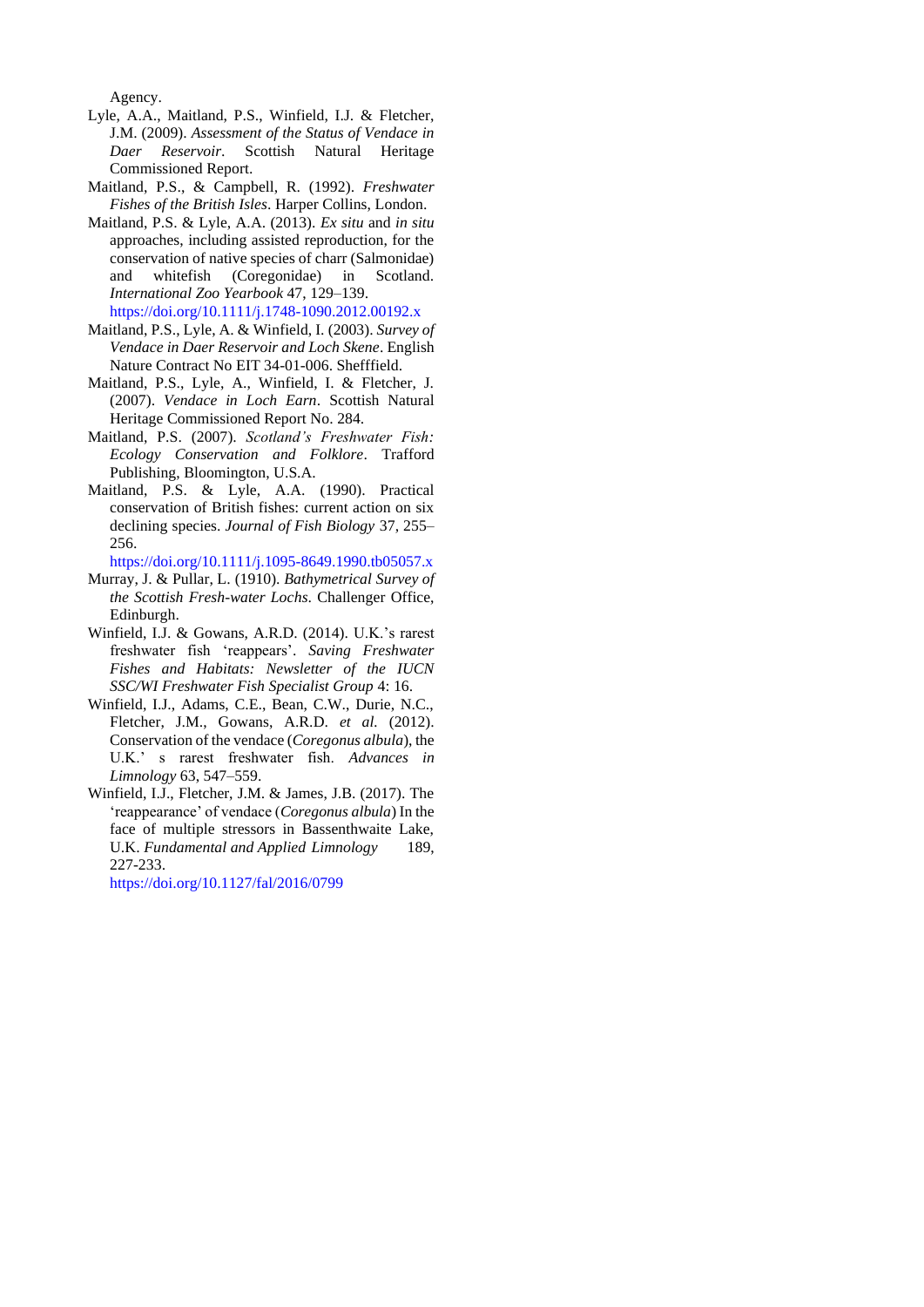Agency.

Lyle, A.A., Maitland, P.S., Winfield, I.J. & Fletcher, J.M. (2009). *Assessment of the Status of Vendace in Daer Reservoir*. Scottish Natural Heritage Commissioned Report.

Maitland, P.S., & Campbell, R. (1992). *Freshwater Fishes of the British Isles*. Harper Collins, London.

Maitland, P.S. & Lyle, A.A. (2013). *Ex situ* and *in situ* approaches, including assisted reproduction, for the conservation of native species of charr (Salmonidae) and whitefish (Coregonidae) in Scotland. *International Zoo Yearbook* 47, 129–139. https://doi.org/10.1111/j.1748-1090.2012.00192.x

Maitland, P.S., Lyle, A. & Winfield, I. (2003). *Survey of Vendace in Daer Reservoir and Loch Skene*. English Nature Contract No EIT 34-01-006. Shefffield.

Maitland, P.S., Lyle, A., Winfield, I. & Fletcher, J. (2007). *Vendace in Loch Earn*. Scottish Natural Heritage Commissioned Report No. 284.

Maitland, P.S. (2007). *Scotland's Freshwater Fish: Ecology Conservation and Folklore*. Trafford Publishing, Bloomington, U.S.A.

Maitland, P.S. & Lyle, A.A. (1990). Practical conservation of British fishes: current action on six declining species. *Journal of Fish Biology* 37, 255–256. https://doi.org/10.1111/j.1095-8649.1990.tb05057.x

Murray, J. & Pullar, L. (1910). *Bathymetrical Survey of the Scottish Fresh-water Lochs*. Challenger Office, Edinburgh.

Winfield, I.J. & Gowans, A.R.D. (2014). U.K.'s rarest freshwater fish 'reappears'. *Saving Freshwater Fishes and Habitats: Newsletter of the IUCN SSC/WI Freshwater Fish Specialist Group* 4: 16.

Winfield, I.J., Adams, C.E., Bean, C.W., Durie, N.C., Fletcher, J.M., Gowans, A.R.D. *et al.* (2012). Conservation of the vendace (*Coregonus albula*), the U.K.' s rarest freshwater fish. *Advances in Limnology* 63, 547–559.

Winfield, I.J., Fletcher, J.M. & James, J.B. (2017). The 'reappearance' of vendace (*Coregonus albula*) In the face of multiple stressors in Bassenthwaite Lake, U.K. *Fundamental and Applied Limnology* 189, 227-233. https://doi.org/10.1127/fal/2016/0799